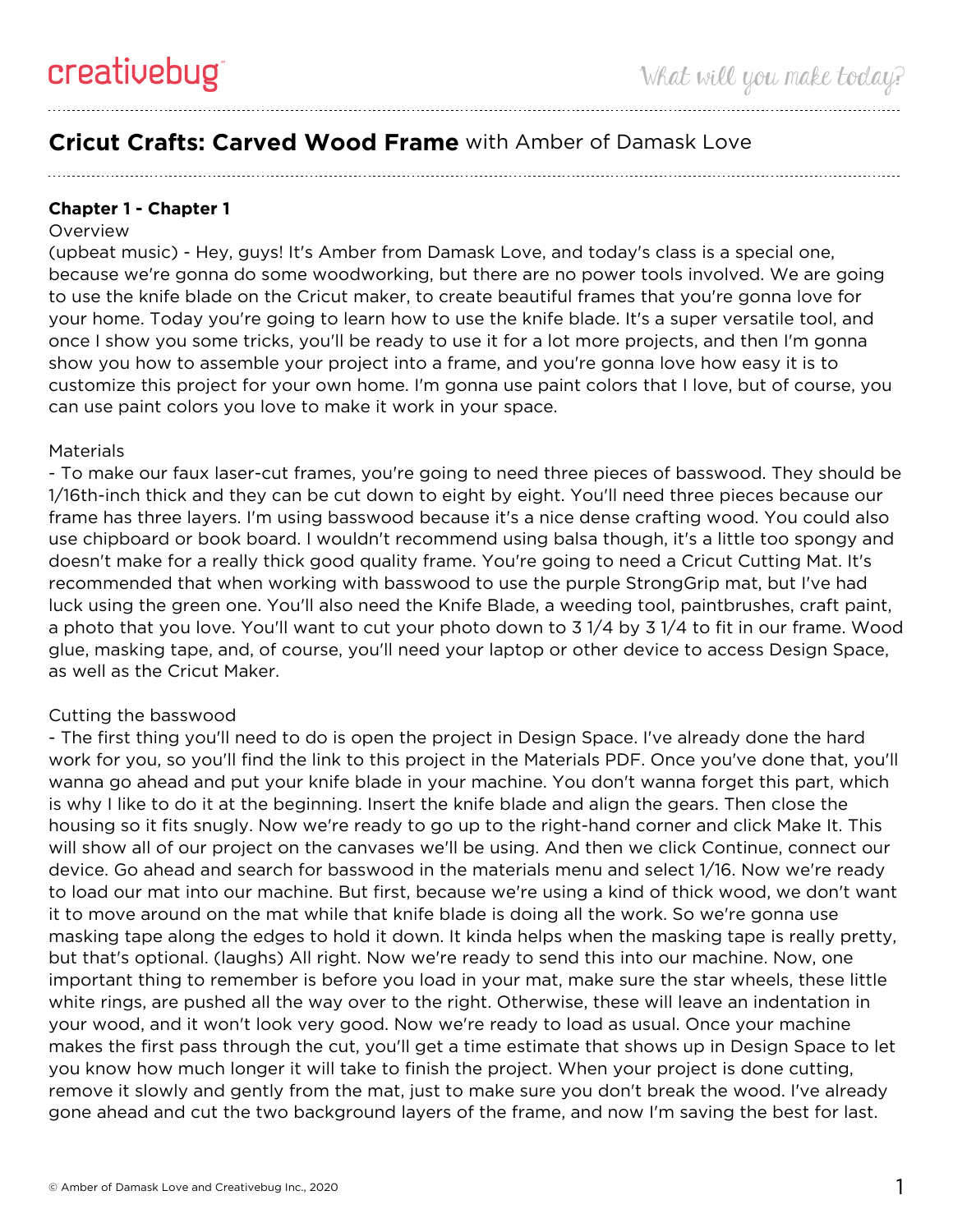# **Cricut Crafts: Carved Wood Frame** with Amber of Damask Love

## Chapter 1 - Chapter 1

### Overview

(upbeat music) - Hey, guys! It's Amber from Damask Love, and today's class is a special one, because we're gonna do some woodworking, but there are no power tools involved. We are going to use the knife blade on the Cricut maker, to create beautiful frames that you're gonna love for your home. Today you're going to learn how to use the knife blade. It's a super versatile tool, and once I show you some tricks, you'll be ready to use it for a lot more projects, and then I'm gonna show you how to assemble your project into a frame, and you're gonna love how easy it is to customize this project for your own home. I'm gonna use paint colors that I love, but of course, you can use paint colors you love to make it work in your space.

### Materials

- To make our faux laser-cut frames, you're going to need three pieces of basswood. They should be 1/16th-inch thick and they can be cut down to eight by eight. You'll need three pieces because our frame has three layers. I'm using basswood because it's a nice dense crafting wood. You could also use chipboard or book board. I wouldn't recommend using balsa though, it's a little too spongy and doesn't make for a really thick good quality frame. You're going to need a Cricut Cutting Mat. It's recommended that when working with basswood to use the purple StrongGrip mat, but I've had luck using the green one. You'll also need the Knife Blade, a weeding tool, paintbrushes, craft paint, a photo that you love. You'll want to cut your photo down to 3 1/4 by 3 1/4 to fit in our frame. Wood glue, masking tape, and, of course, you'll need your laptop or other device to access Design Space, as well as the Cricut Maker.

### Cutting the basswood

- The first thing you'll need to do is open the project in Design Space. I've already done the hard work for you, so you'll find the link to this project in the Materials PDF. Once you've done that, you'll wanna go ahead and put your knife blade in your machine. You don't wanna forget this part, which is why I like to do it at the beginning. Insert the knife blade and align the gears. Then close the housing so it fits snugly. Now we're ready to go up to the right-hand corner and click Make It. This will show all of our project on the canvases we'll be using. And then we click Continue, connect our device. Go ahead and search for basswood in the materials menu and select 1/16. Now we're ready to load our mat into our machine. But first, because we're using a kind of thick wood, we don't want it to move around on the mat while that knife blade is doing all the work. So we're gonna use masking tape along the edges to hold it down. It kinda helps when the masking tape is really pretty, but that's optional. (laughs) All right. Now we're ready to send this into our machine. Now, one important thing to remember is before you load in your mat, make sure the star wheels, these little white rings, are pushed all the way over to the right. Otherwise, these will leave an indentation in your wood, and it won't look very good. Now we're ready to load as usual. Once your machine makes the first pass through the cut, you'll get a time estimate that shows up in Design Space to let you know how much longer it will take to finish the project. When your project is done cutting, remove it slowly and gently from the mat, just to make sure you don't break the wood. I've already gone ahead and cut the two background layers of the frame, and now I'm saving the best for last.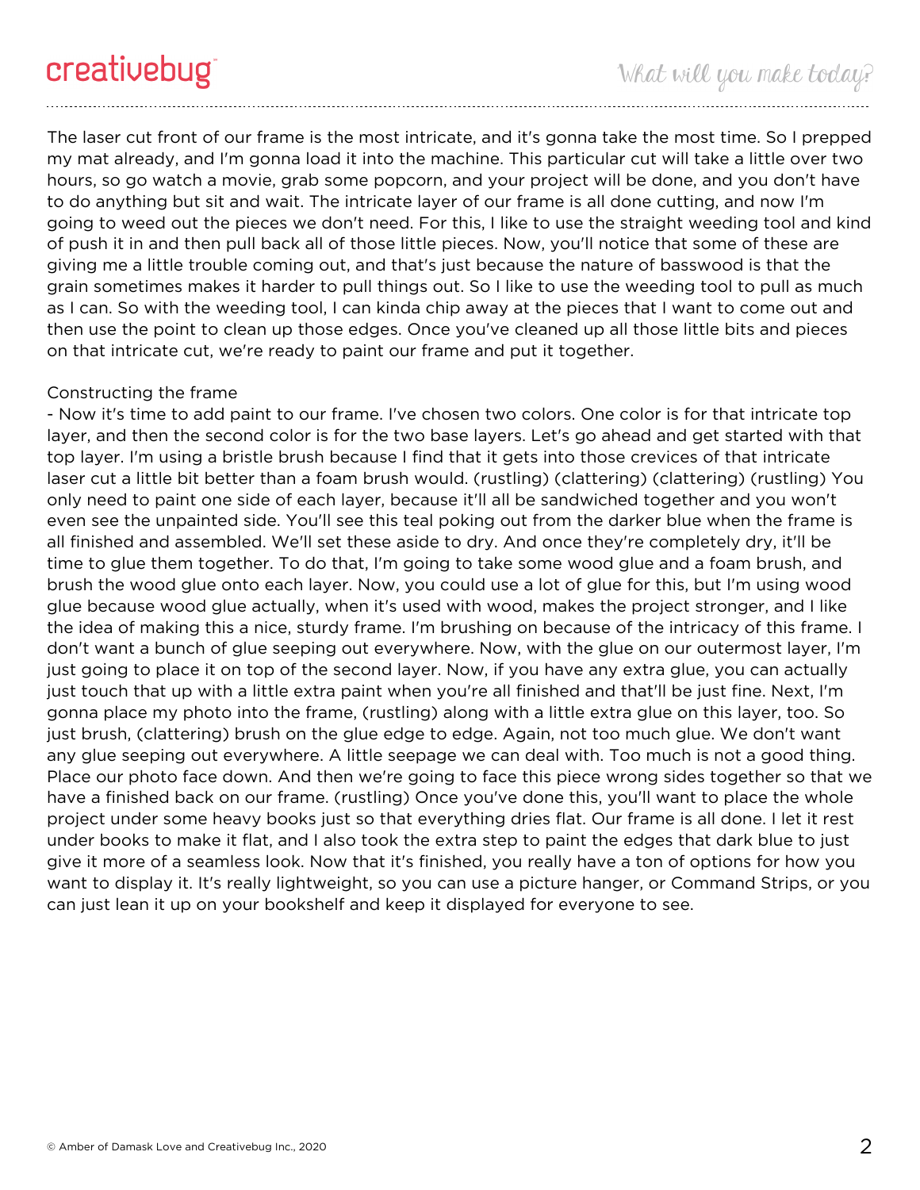The laser cut front of our frame is the most intricate, and it's gonna take the most time. So I prepped my mat already, and I'm gonna load it into the machine. This particular cut will take a little over two hours, so go watch a movie, grab some popcorn, and your project will be done, and you don't have to do anything but sit and wait. The intricate layer of our frame is all done cutting, and now I'm going to weed out the pieces we don't need. For this, I like to use the straight weeding tool and kind of push it in and then pull back all of those little pieces. Now, you'll notice that some of these are giving me a little trouble coming out, and that's just because the nature of basswood is that the grain sometimes makes it harder to pull things out. So I like to use the weeding tool to pull as much as I can. So with the weeding tool, I can kinda chip away at the pieces that I want to come out and then use the point to clean up those edges. Once you've cleaned up all those little bits and pieces on that intricate cut, we're ready to paint our frame and put it together.

Constructing the frame

- Now it's time to add paint to our frame. I've chosen two colors. One color is for that intricate top layer, and then the second color is for the two base layers. Let's go ahead and get started with that top layer. I'm using a bristle brush because I find that it gets into those crevices of that intricate laser cut a little bit better than a foam brush would. (rustling) (clattering) (clattering) (rustling) You only need to paint one side of each layer, because it'll all be sandwiched together and you won't even see the unpainted side. You'll see this teal poking out from the darker blue when the frame is all finished and assembled. We'll set these aside to dry. And once they're completely dry, it'll be time to glue them together. To do that, I'm going to take some wood glue and a foam brush, and brush the wood glue onto each layer. Now, you could use a lot of glue for this, but I'm using wood glue because wood glue actually, when it's used with wood, makes the project stronger, and I like the idea of making this a nice, sturdy frame. I'm brushing on because of the intricacy of this frame. I don't want a bunch of glue seeping out everywhere. Now, with the glue on our outermost layer, I'm just going to place it on top of the second layer. Now, if you have any extra glue, you can actually just touch that up with a little extra paint when you're all finished and that'll be just fine. Next, I'm gonna place my photo into the frame, (rustling) along with a little extra glue on this layer, too. So just brush, (clattering) brush on the glue edge to edge. Again, not too much glue. We don't want any glue seeping out everywhere. A little seepage we can deal with. Too much is not a good thing. Place our photo face down. And then we're going to face this piece wrong sides together so that we have a finished back on our frame. (rustling) Once you've done this, you'll want to place the whole project under some heavy books just so that everything dries flat. Our frame is all done. I let it rest under books to make it flat, and I also took the extra step to paint the edges that dark blue to just give it more of a seamless look. Now that it's finished, you really have a ton of options for how you want to display it. It's really lightweight, so you can use a picture hanger, or Command Strips, or you can just lean it up on your bookshelf and keep it displayed for everyone to see.